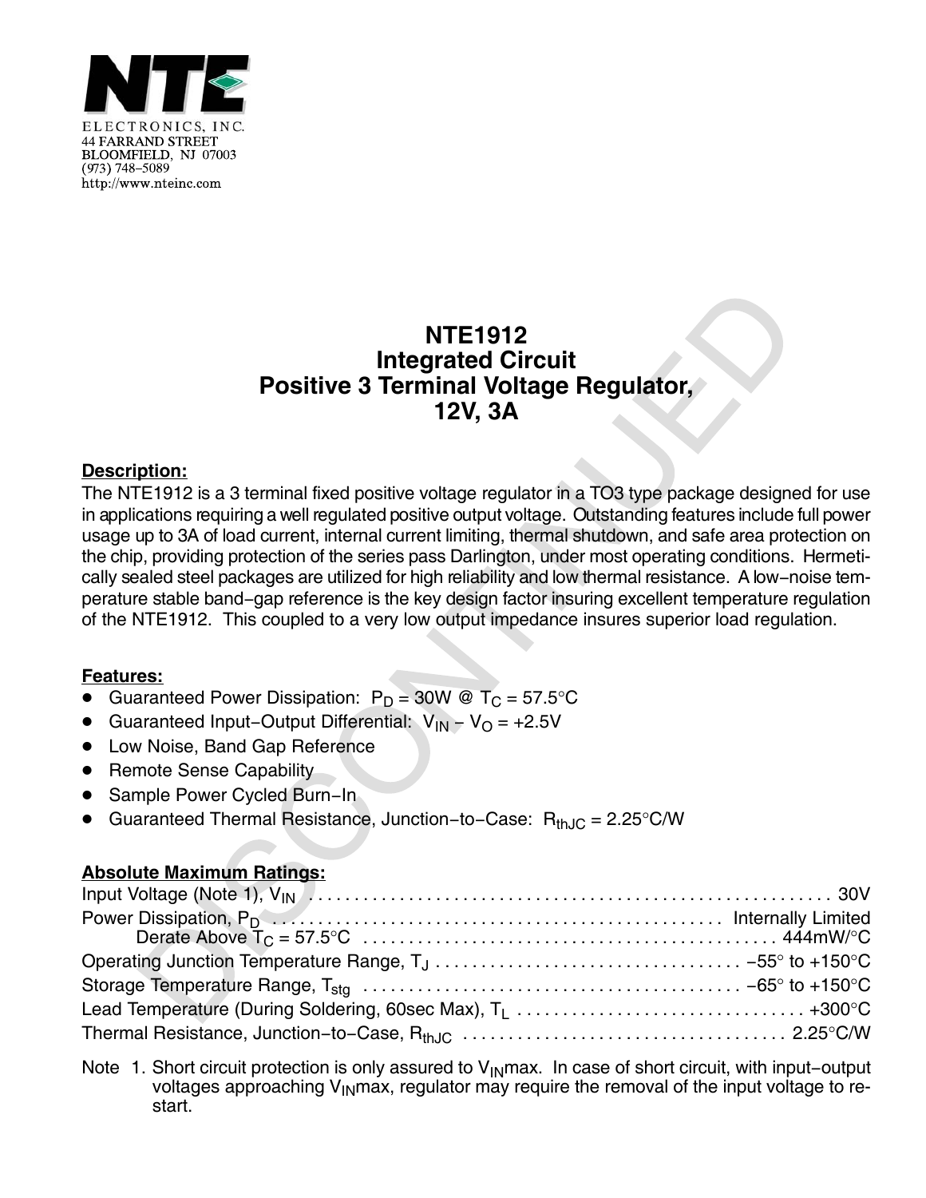NTE ELECTRONICS, INC.
44 FARRAND STREET
BLOOMFIELD, NJ 07003
(973) 748–5089
http://www.nteinc.com

# NTE1912
# Integrated Circuit
# Positive 3 Terminal Voltage Regulator, 12V, 3A

DISCONTINUED

**Description:**

The NTE1912 is a 3 terminal fixed positive voltage regulator in a TO3 type package designed for use in applications requiring a well regulated positive output voltage. Outstanding features include full power usage up to 3A of load current, internal current limiting, thermal shutdown, and safe area protection on the chip, providing protection of the series pass Darlington, under most operating conditions. Hermetically sealed steel packages are utilized for high reliability and low thermal resistance. A low–noise temperature stable band–gap reference is the key design factor insuring excellent temperature regulation of the NTE1912. This coupled to a very low output impedance insures superior load regulation.

**Features:**

- Guaranteed Power Dissipation: $P_D$ = 30W @ $T_C$ = 57.5°C
- Guaranteed Input–Output Differential: $V_{IN} - V_O$ = +2.5V
- Low Noise, Band Gap Reference
- Remote Sense Capability
- Sample Power Cycled Burn–In
- Guaranteed Thermal Resistance, Junction–to–Case: $R_{thJC}$ = 2.25°C/W

**Absolute Maximum Ratings:**

Input Voltage (Note 1), $V_{IN}$ .......... 30V
Power Dissipation, $P_D$ .......... Internally Limited
  Derate Above $T_C$ = 57.5°C .......... 444mW/°C
Operating Junction Temperature Range, $T_J$ .......... −55° to +150°C
Storage Temperature Range, $T_{stg}$ .......... −65° to +150°C
Lead Temperature (During Soldering, 60sec Max), $T_L$ .......... +300°C
Thermal Resistance, Junction–to–Case, $R_{thJC}$ .......... 2.25°C/W

Note 1. Short circuit protection is only assured to $V_{IN}$max. In case of short circuit, with input–output voltages approaching $V_{IN}$max, regulator may require the removal of the input voltage to restart.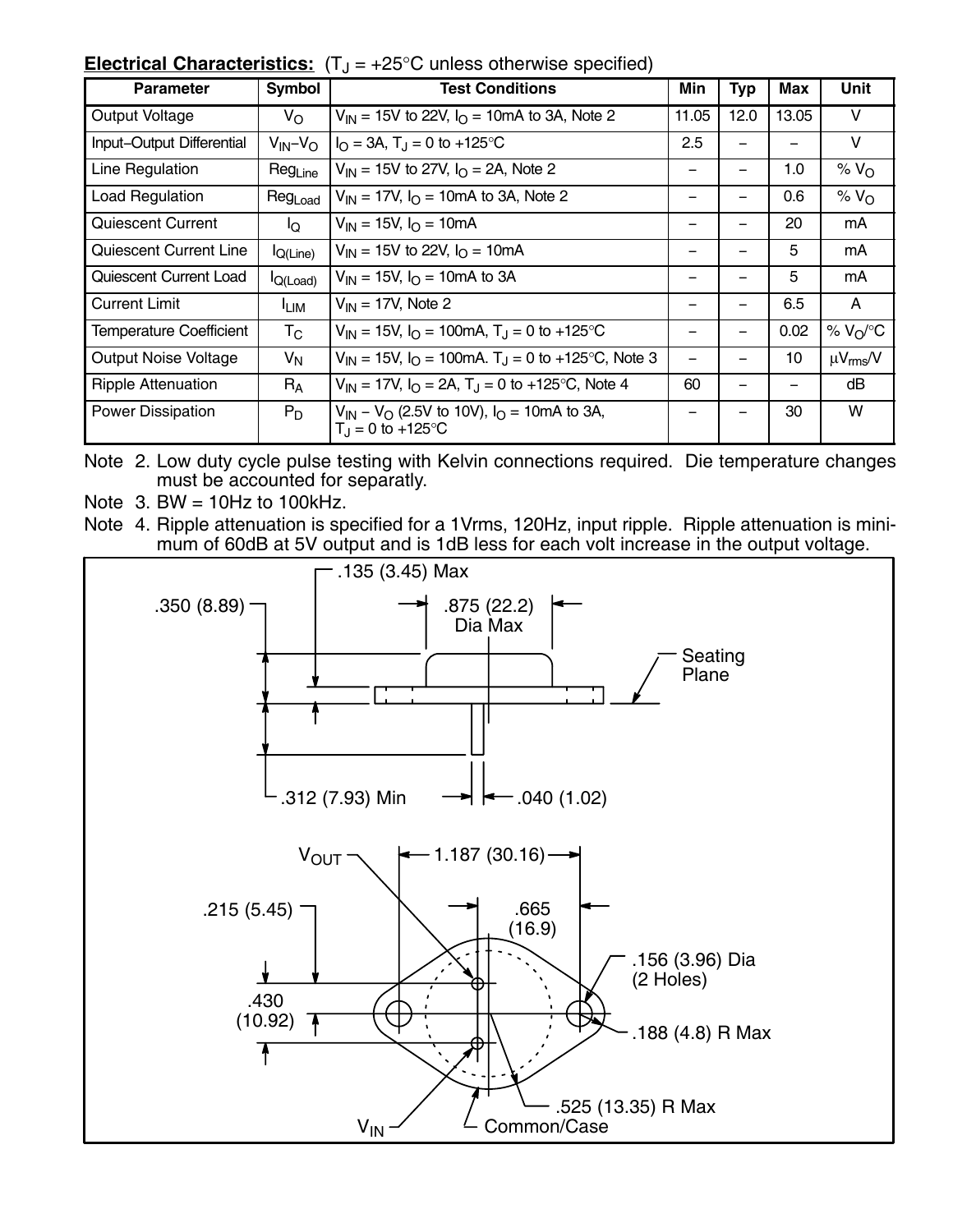**Electrical Characteristics:** ($T_J$ = +25°C unless otherwise specified)

| Parameter | Symbol | Test Conditions | Min | Typ | Max | Unit |
|---|---|---|---|---|---|---|
| Output Voltage | $V_O$ | $V_{IN}$ = 15V to 22V, $I_O$ = 10mA to 3A, Note 2 | 11.05 | 12.0 | 13.05 | V |
| Input–Output Differential | $V_{IN}–V_O$ | $I_O$ = 3A, $T_J$ = 0 to +125°C | 2.5 | – | – | V |
| Line Regulation | $Reg_{Line}$ | $V_{IN}$ = 15V to 27V, $I_O$ = 2A, Note 2 | – | – | 1.0 | % $V_O$ |
| Load Regulation | $Reg_{Load}$ | $V_{IN}$ = 17V, $I_O$ = 10mA to 3A, Note 2 | – | – | 0.6 | % $V_O$ |
| Quiescent Current | $I_Q$ | $V_{IN}$ = 15V, $I_O$ = 10mA | – | – | 20 | mA |
| Quiescent Current Line | $I_{Q(Line)}$ | $V_{IN}$ = 15V to 22V, $I_O$ = 10mA | – | – | 5 | mA |
| Quiescent Current Load | $I_{Q(Load)}$ | $V_{IN}$ = 15V, $I_O$ = 10mA to 3A | – | – | 5 | mA |
| Current Limit | $I_{LIM}$ | $V_{IN}$ = 17V, Note 2 | – | – | 6.5 | A |
| Temperature Coefficient | $T_C$ | $V_{IN}$ = 15V, $I_O$ = 100mA, $T_J$ = 0 to +125°C | – | – | 0.02 | % $V_O$/°C |
| Output Noise Voltage | $V_N$ | $V_{IN}$ = 15V, $I_O$ = 100mA. $T_J$ = 0 to +125°C, Note 3 | – | – | 10 | $\mu V_{rms}/V$ |
| Ripple Attenuation | $R_A$ | $V_{IN}$ = 17V, $I_O$ = 2A, $T_J$ = 0 to +125°C, Note 4 | 60 | – | – | dB |
| Power Dissipation | $P_D$ | $V_{IN} – V_O$ (2.5V to 10V), $I_O$ = 10mA to 3A, $T_J$ = 0 to +125°C | – | – | 30 | W |

Note 2. Low duty cycle pulse testing with Kelvin connections required. Die temperature changes must be accounted for separatly.

Note 3. BW = 10Hz to 100kHz.

Note 4. Ripple attenuation is specified for a 1Vrms, 120Hz, input ripple. Ripple attenuation is minimum of 60dB at 5V output and is 1dB less for each volt increase in the output voltage.

.135 (3.45) Max
.350 (8.89)
.875 (22.2) Dia Max
Seating Plane
.312 (7.93) Min
.040 (1.02)

$V_{OUT}$
1.187 (30.16)
.215 (5.45)
.665 (16.9)
.156 (3.96) Dia (2 Holes)
.430 (10.92)
.188 (4.8) R Max
.525 (13.35) R Max
$V_{IN}$
Common/Case